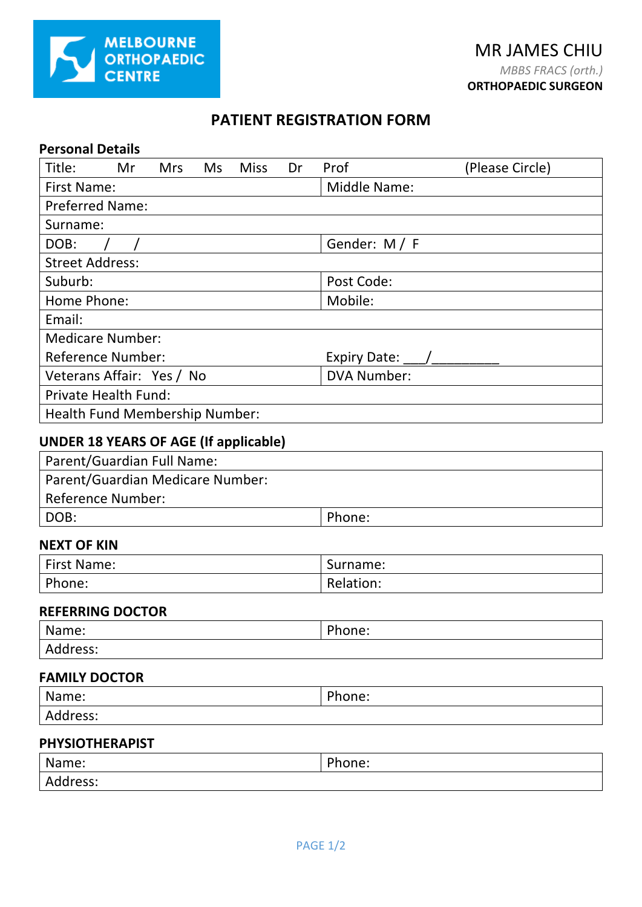MELBOURNE ORTHOPAEDIC CENTRE

MR JAMES CHIU

*MBBS FRACS (orth.)*

**ORTHOPAEDIC SURGEON**

# PATIENT REGISTRATION FORM

### Personal Details

| | |
|---|---|
| Title: Mr Mrs Ms Miss Dr Prof (Please Circle) | |
| First Name: | Middle Name: |
| Preferred Name: | |
| Surname: | |
| DOB: / / | Gender: M / F |
| Street Address: | |
| Suburb: | Post Code: |
| Home Phone: | Mobile: |
| Email: | |
| Medicare Number: | |
| Reference Number: | Expiry Date: ___/_________ |
| Veterans Affair: Yes / No | DVA Number: |
| Private Health Fund: | |
| Health Fund Membership Number: | |

### UNDER 18 YEARS OF AGE (If applicable)

| | |
|---|---|
| Parent/Guardian Full Name: | |
| Parent/Guardian Medicare Number: | |
| Reference Number: | |
| DOB: | Phone: |

### NEXT OF KIN

| | |
|---|---|
| First Name: | Surname: |
| Phone: | Relation: |

### REFERRING DOCTOR

| | |
|---|---|
| Name: | Phone: |
| Address: | |

### FAMILY DOCTOR

| | |
|---|---|
| Name: | Phone: |
| Address: | |

### PHYSIOTHERAPIST

| | |
|---|---|
| Name: | Phone: |
| Address: | |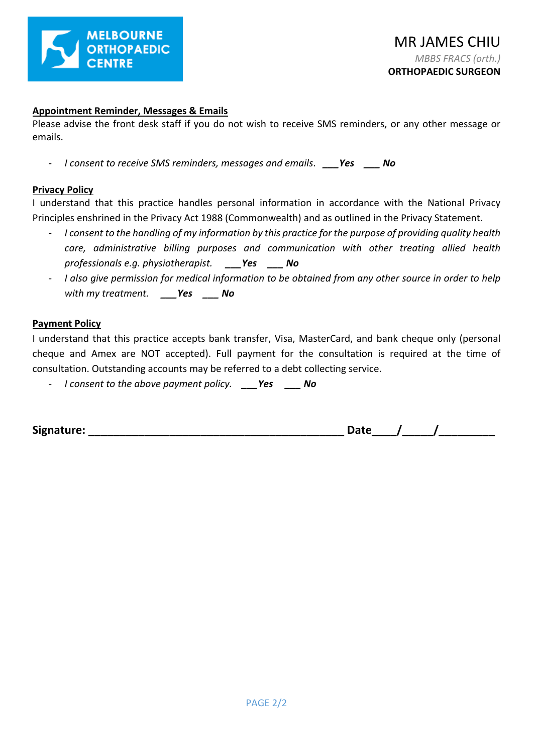MELBOURNE ORTHOPAEDIC CENTRE

MR JAMES CHIU
*MBBS FRACS (orth.)*
**ORTHOPAEDIC SURGEON**

**Appointment Reminder, Messages & Emails**

Please advise the front desk staff if you do not wish to receive SMS reminders, or any other message or emails.

- *I consent to receive SMS reminders, messages and emails.* ***\_\_\_Yes \_\_\_ No***

**Privacy Policy**

I understand that this practice handles personal information in accordance with the National Privacy Principles enshrined in the Privacy Act 1988 (Commonwealth) and as outlined in the Privacy Statement.

- *I consent to the handling of my information by this practice for the purpose of providing quality health care, administrative billing purposes and communication with other treating allied health professionals e.g. physiotherapist.* ***\_\_\_Yes \_\_\_ No***
- *I also give permission for medical information to be obtained from any other source in order to help with my treatment.* ***\_\_\_Yes \_\_\_ No***

**Payment Policy**

I understand that this practice accepts bank transfer, Visa, MasterCard, and bank cheque only (personal cheque and Amex are NOT accepted). Full payment for the consultation is required at the time of consultation. Outstanding accounts may be referred to a debt collecting service.

- *I consent to the above payment policy.* ***\_\_\_Yes \_\_\_ No***

**Signature: \_\_\_\_\_\_\_\_\_\_\_\_\_\_\_\_\_\_\_\_\_\_\_\_\_\_\_\_\_\_\_\_\_\_\_\_\_\_\_\_ Date\_\_\_\_/\_\_\_\_\_/\_\_\_\_\_\_\_\_\_**